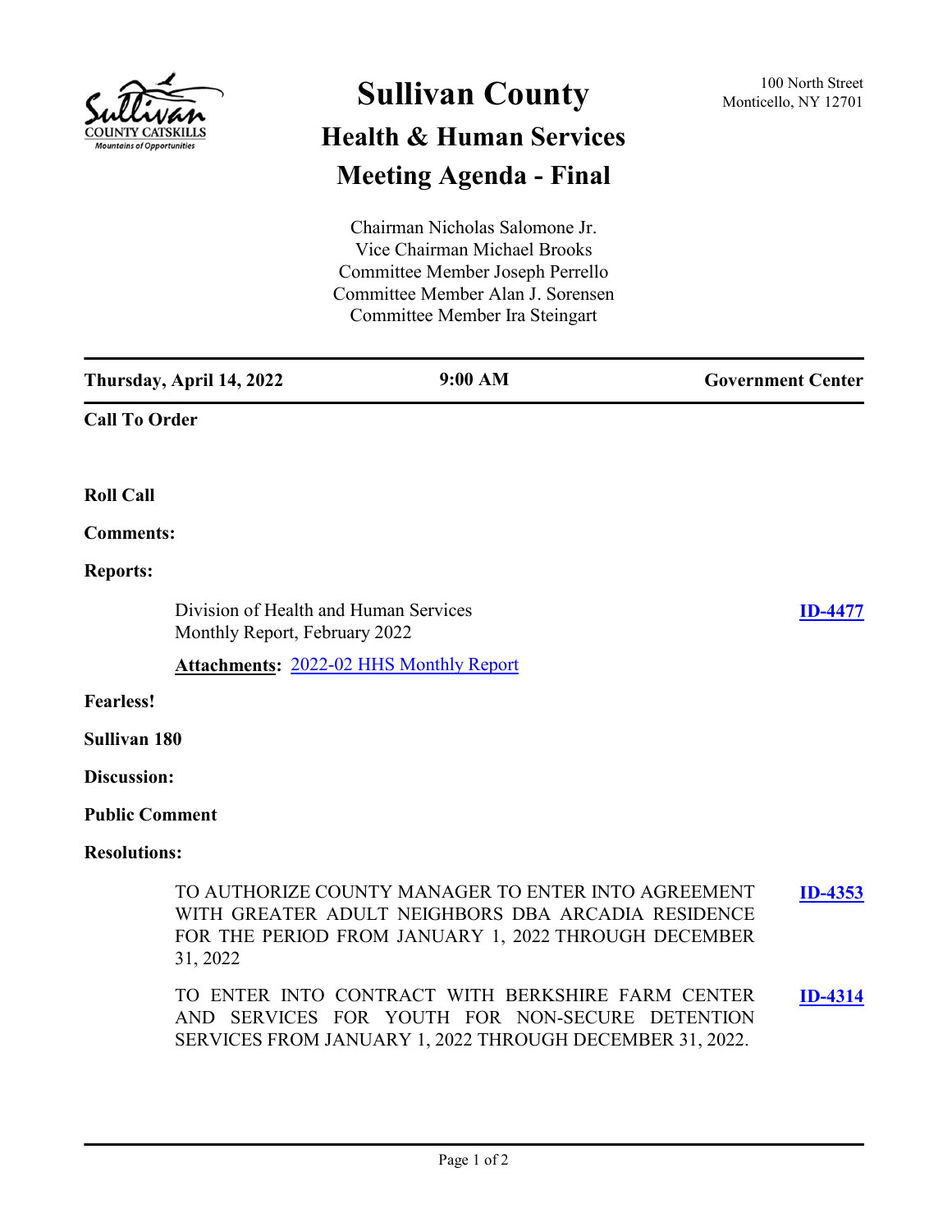# Sullivan County

## Health & Human Services

## Meeting Agenda - Final

100 North Street
Monticello, NY 12701

Chairman Nicholas Salomone Jr.
Vice Chairman Michael Brooks
Committee Member Joseph Perrello
Committee Member Alan J. Sorensen
Committee Member Ira Steingart

| Thursday, April 14, 2022 | 9:00 AM | Government Center |
|---|---|---|

**Call To Order**

**Roll Call**

**Comments:**

**Reports:**

Division of Health and Human Services Monthly Report, February 2022 — **ID-4477**

**Attachments:** 2022-02 HHS Monthly Report

**Fearless!**

**Sullivan 180**

**Discussion:**

**Public Comment**

**Resolutions:**

TO AUTHORIZE COUNTY MANAGER TO ENTER INTO AGREEMENT WITH GREATER ADULT NEIGHBORS DBA ARCADIA RESIDENCE FOR THE PERIOD FROM JANUARY 1, 2022 THROUGH DECEMBER 31, 2022 — **ID-4353**

TO ENTER INTO CONTRACT WITH BERKSHIRE FARM CENTER AND SERVICES FOR YOUTH FOR NON-SECURE DETENTION SERVICES FROM JANUARY 1, 2022 THROUGH DECEMBER 31, 2022. — **ID-4314**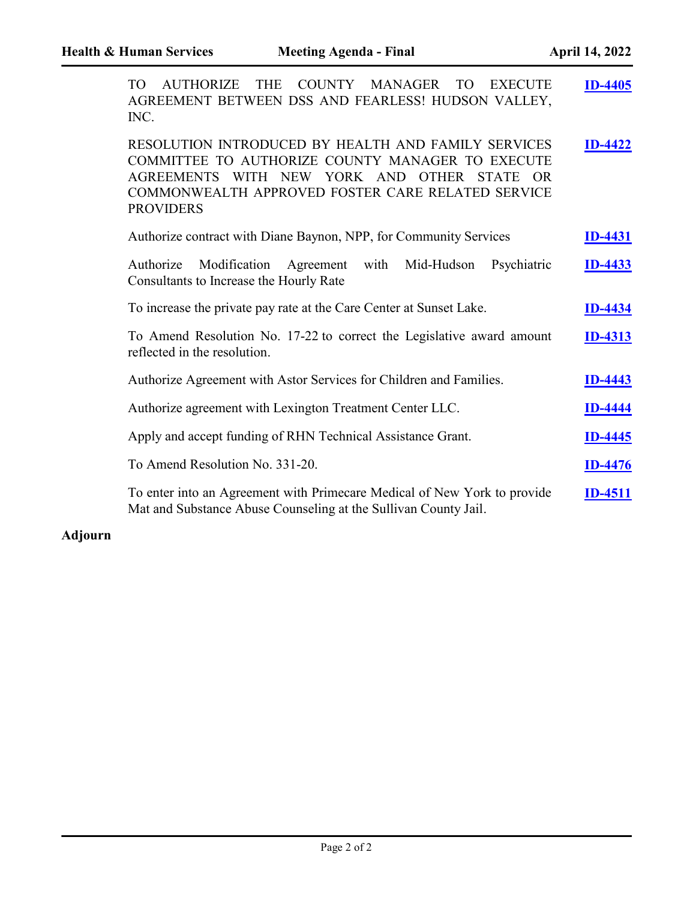TO AUTHORIZE THE COUNTY MANAGER TO EXECUTE AGREEMENT BETWEEN DSS AND FEARLESS! HUDSON VALLEY, INC. **ID-4405**

RESOLUTION INTRODUCED BY HEALTH AND FAMILY SERVICES COMMITTEE TO AUTHORIZE COUNTY MANAGER TO EXECUTE AGREEMENTS WITH NEW YORK AND OTHER STATE OR COMMONWEALTH APPROVED FOSTER CARE RELATED SERVICE PROVIDERS **ID-4422**

Authorize contract with Diane Baynon, NPP, for Community Services **ID-4431**

Authorize Modification Agreement with Mid-Hudson Psychiatric Consultants to Increase the Hourly Rate **ID-4433**

To increase the private pay rate at the Care Center at Sunset Lake. **ID-4434**

To Amend Resolution No. 17-22 to correct the Legislative award amount reflected in the resolution. **ID-4313**

Authorize Agreement with Astor Services for Children and Families. **ID-4443**

Authorize agreement with Lexington Treatment Center LLC. **ID-4444**

Apply and accept funding of RHN Technical Assistance Grant. **ID-4445**

To Amend Resolution No. 331-20. **ID-4476**

To enter into an Agreement with Primecare Medical of New York to provide Mat and Substance Abuse Counseling at the Sullivan County Jail. **ID-4511**

**Adjourn**